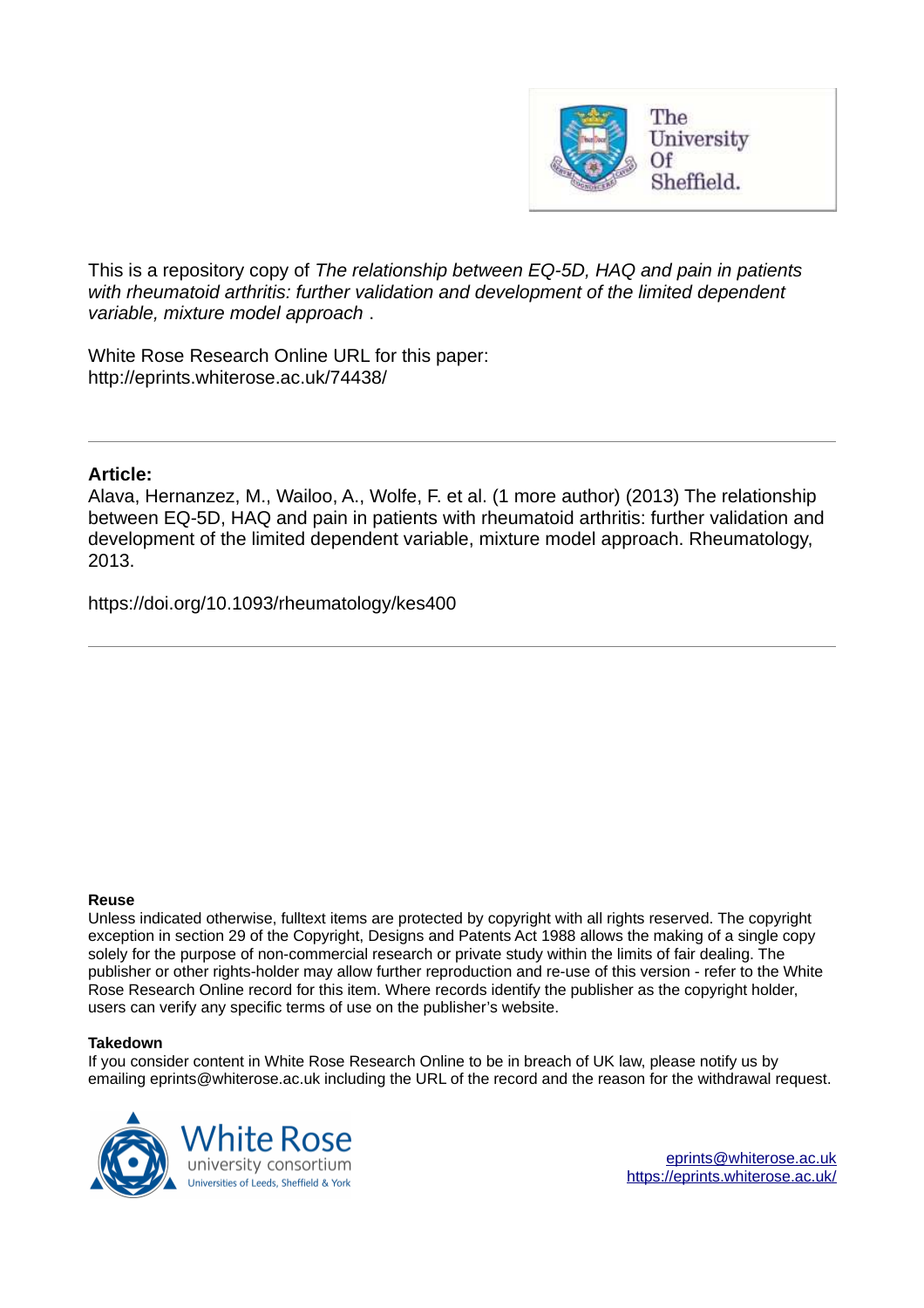This is a repository copy of *The relationship between EQ-5D, HAQ and pain in patients with rheumatoid arthritis: further validation and development of the limited dependent variable, mixture model approach* .

White Rose Research Online URL for this paper:
http://eprints.whiterose.ac.uk/74438/

**Article:**

Alava, Hernanzez, M., Wailoo, A., Wolfe, F. et al. (1 more author) (2013) The relationship between EQ-5D, HAQ and pain in patients with rheumatoid arthritis: further validation and development of the limited dependent variable, mixture model approach. Rheumatology, 2013.

https://doi.org/10.1093/rheumatology/kes400

**Reuse**

Unless indicated otherwise, fulltext items are protected by copyright with all rights reserved. The copyright exception in section 29 of the Copyright, Designs and Patents Act 1988 allows the making of a single copy solely for the purpose of non-commercial research or private study within the limits of fair dealing. The publisher or other rights-holder may allow further reproduction and re-use of this version - refer to the White Rose Research Online record for this item. Where records identify the publisher as the copyright holder, users can verify any specific terms of use on the publisher's website.

**Takedown**

If you consider content in White Rose Research Online to be in breach of UK law, please notify us by emailing eprints@whiterose.ac.uk including the URL of the record and the reason for the withdrawal request.

eprints@whiterose.ac.uk
https://eprints.whiterose.ac.uk/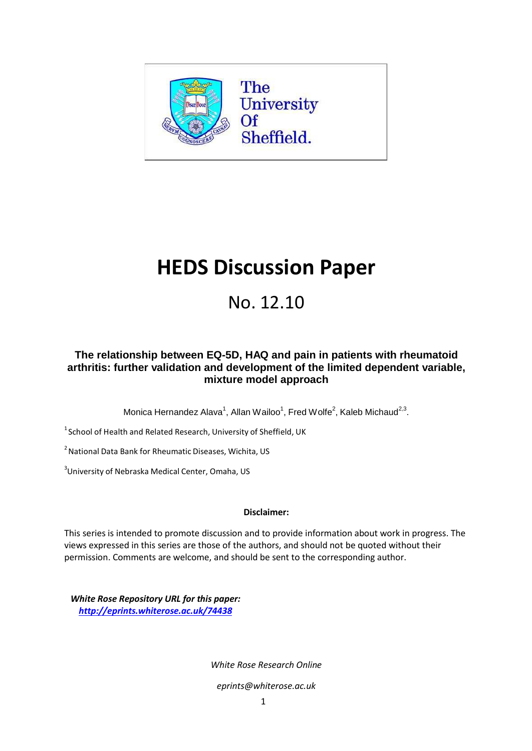# HEDS Discussion Paper

## No. 12.10

### The relationship between EQ-5D, HAQ and pain in patients with rheumatoid arthritis: further validation and development of the limited dependent variable, mixture model approach

Monica Hernandez Alava[1], Allan Wailoo[1], Fred Wolfe[2], Kaleb Michaud[2,3].

[1] School of Health and Related Research, University of Sheffield, UK

[2] National Data Bank for Rheumatic Diseases, Wichita, US

[3] University of Nebraska Medical Center, Omaha, US

**Disclaimer:**

This series is intended to promote discussion and to provide information about work in progress. The views expressed in this series are those of the authors, and should not be quoted without their permission. Comments are welcome, and should be sent to the corresponding author.

***White Rose Repository URL for this paper:***
***http://eprints.whiterose.ac.uk/74438***

*White Rose Research Online*

*eprints@whiterose.ac.uk*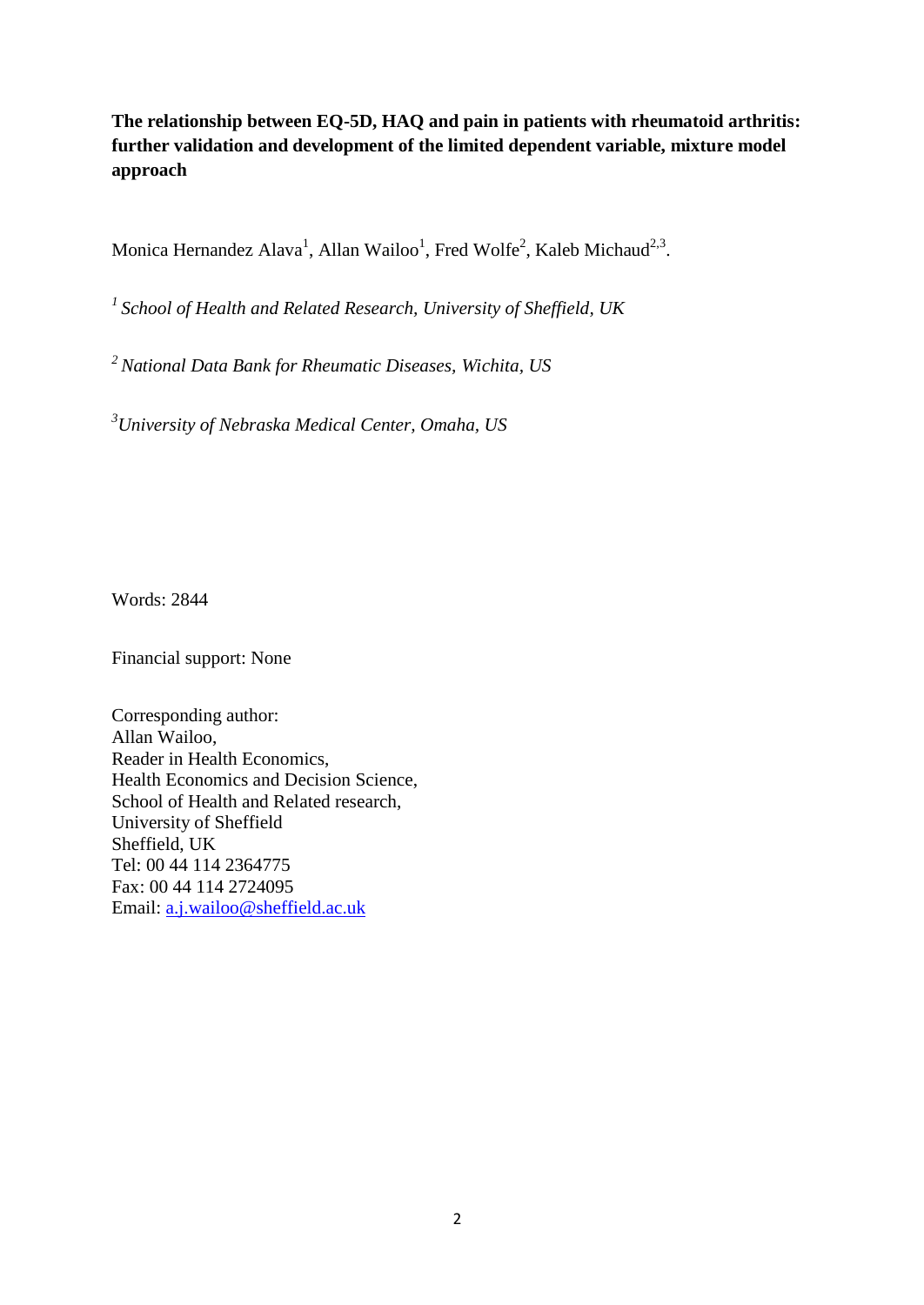**The relationship between EQ-5D, HAQ and pain in patients with rheumatoid arthritis: further validation and development of the limited dependent variable, mixture model approach**

Monica Hernandez Alava[1], Allan Wailoo[1], Fred Wolfe[2], Kaleb Michaud[2,3].

[1] *School of Health and Related Research, University of Sheffield, UK*

[2] *National Data Bank for Rheumatic Diseases, Wichita, US*

[3] *University of Nebraska Medical Center, Omaha, US*

Words: 2844

Financial support: None

Corresponding author:
Allan Wailoo,
Reader in Health Economics,
Health Economics and Decision Science,
School of Health and Related research,
University of Sheffield
Sheffield, UK
Tel: 00 44 114 2364775
Fax: 00 44 114 2724095
Email: a.j.wailoo@sheffield.ac.uk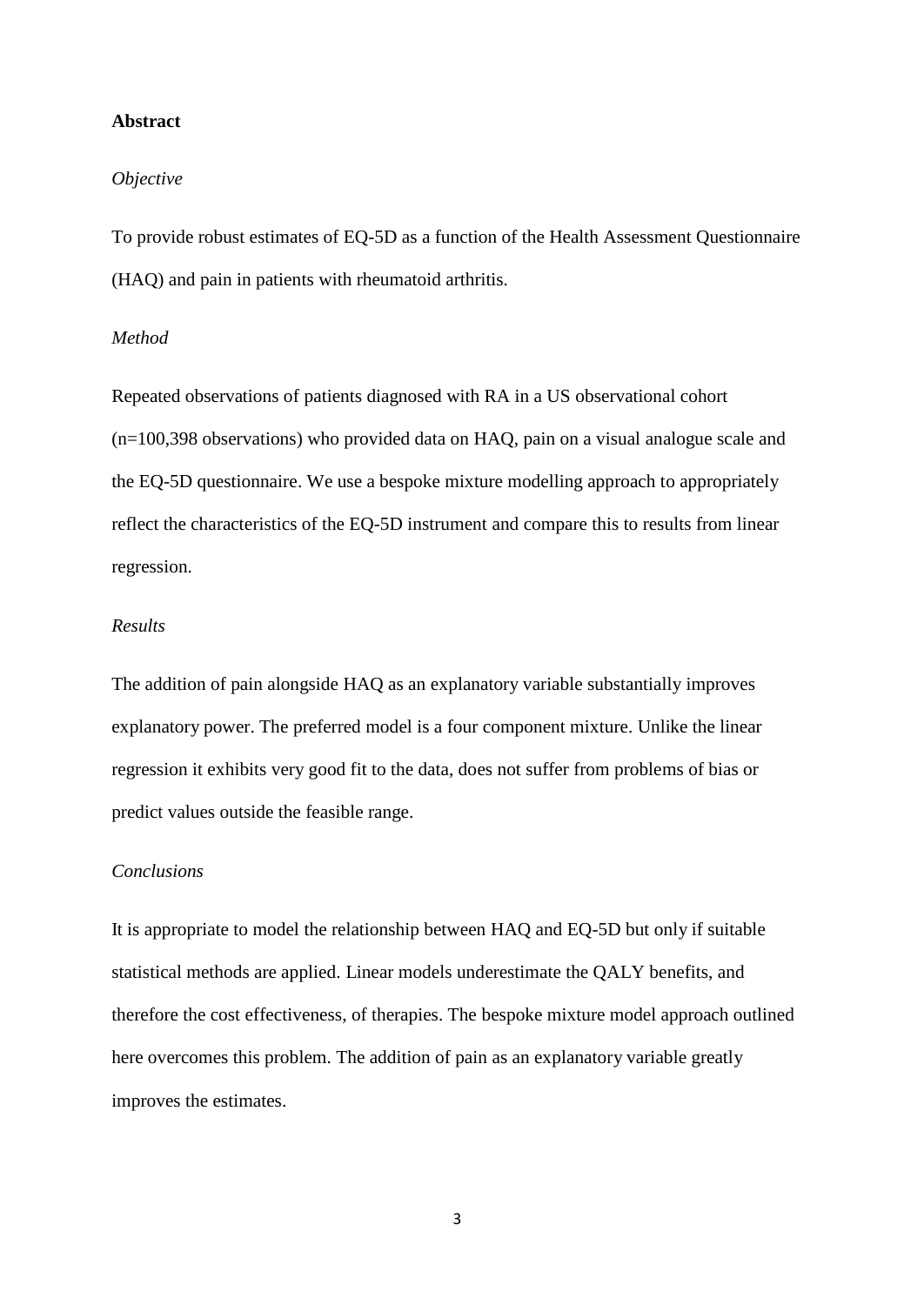## Abstract

### *Objective*

To provide robust estimates of EQ-5D as a function of the Health Assessment Questionnaire (HAQ) and pain in patients with rheumatoid arthritis.

### *Method*

Repeated observations of patients diagnosed with RA in a US observational cohort (n=100,398 observations) who provided data on HAQ, pain on a visual analogue scale and the EQ-5D questionnaire. We use a bespoke mixture modelling approach to appropriately reflect the characteristics of the EQ-5D instrument and compare this to results from linear regression.

### *Results*

The addition of pain alongside HAQ as an explanatory variable substantially improves explanatory power. The preferred model is a four component mixture. Unlike the linear regression it exhibits very good fit to the data, does not suffer from problems of bias or predict values outside the feasible range.

### *Conclusions*

It is appropriate to model the relationship between HAQ and EQ-5D but only if suitable statistical methods are applied. Linear models underestimate the QALY benefits, and therefore the cost effectiveness, of therapies. The bespoke mixture model approach outlined here overcomes this problem. The addition of pain as an explanatory variable greatly improves the estimates.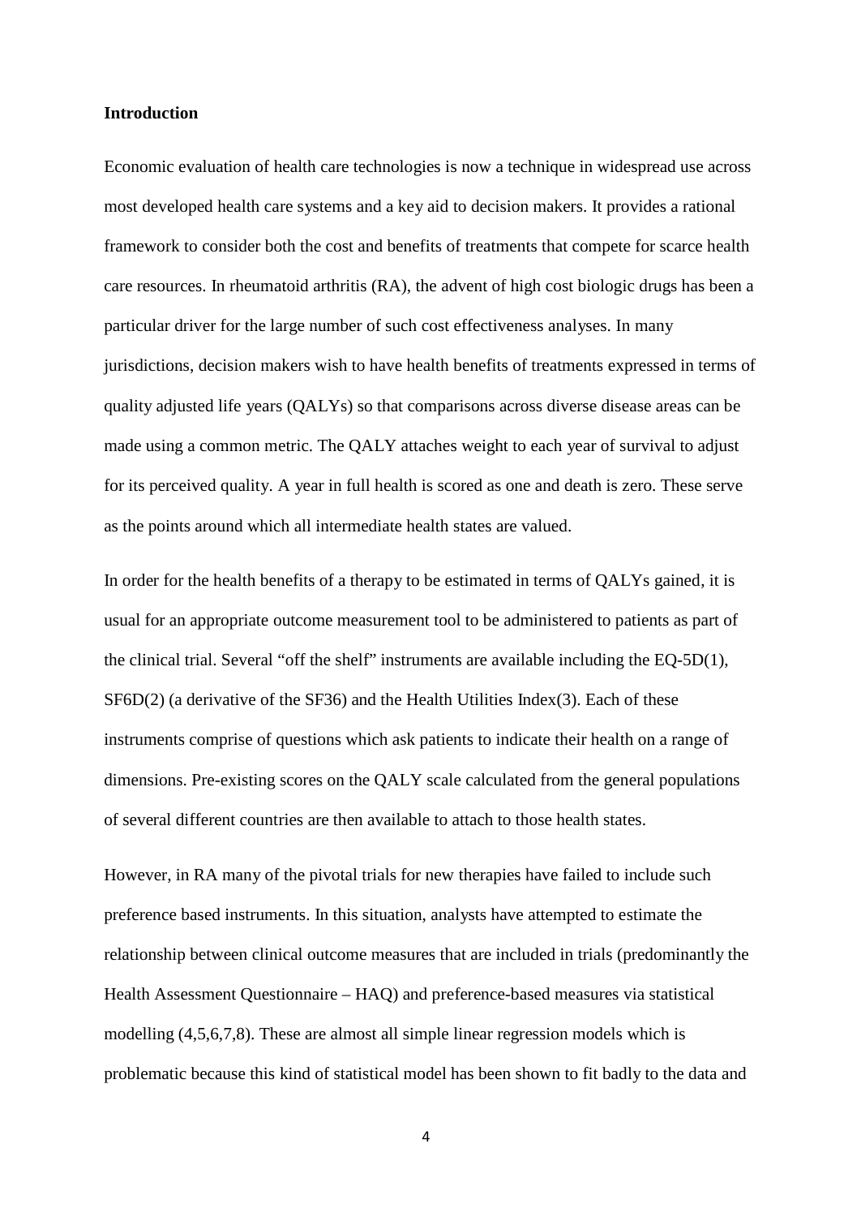**Introduction**

Economic evaluation of health care technologies is now a technique in widespread use across most developed health care systems and a key aid to decision makers. It provides a rational framework to consider both the cost and benefits of treatments that compete for scarce health care resources. In rheumatoid arthritis (RA), the advent of high cost biologic drugs has been a particular driver for the large number of such cost effectiveness analyses. In many jurisdictions, decision makers wish to have health benefits of treatments expressed in terms of quality adjusted life years (QALYs) so that comparisons across diverse disease areas can be made using a common metric. The QALY attaches weight to each year of survival to adjust for its perceived quality. A year in full health is scored as one and death is zero. These serve as the points around which all intermediate health states are valued.

In order for the health benefits of a therapy to be estimated in terms of QALYs gained, it is usual for an appropriate outcome measurement tool to be administered to patients as part of the clinical trial. Several "off the shelf" instruments are available including the EQ-5D(1), SF6D(2) (a derivative of the SF36) and the Health Utilities Index(3). Each of these instruments comprise of questions which ask patients to indicate their health on a range of dimensions. Pre-existing scores on the QALY scale calculated from the general populations of several different countries are then available to attach to those health states.

However, in RA many of the pivotal trials for new therapies have failed to include such preference based instruments. In this situation, analysts have attempted to estimate the relationship between clinical outcome measures that are included in trials (predominantly the Health Assessment Questionnaire – HAQ) and preference-based measures via statistical modelling (4,5,6,7,8). These are almost all simple linear regression models which is problematic because this kind of statistical model has been shown to fit badly to the data and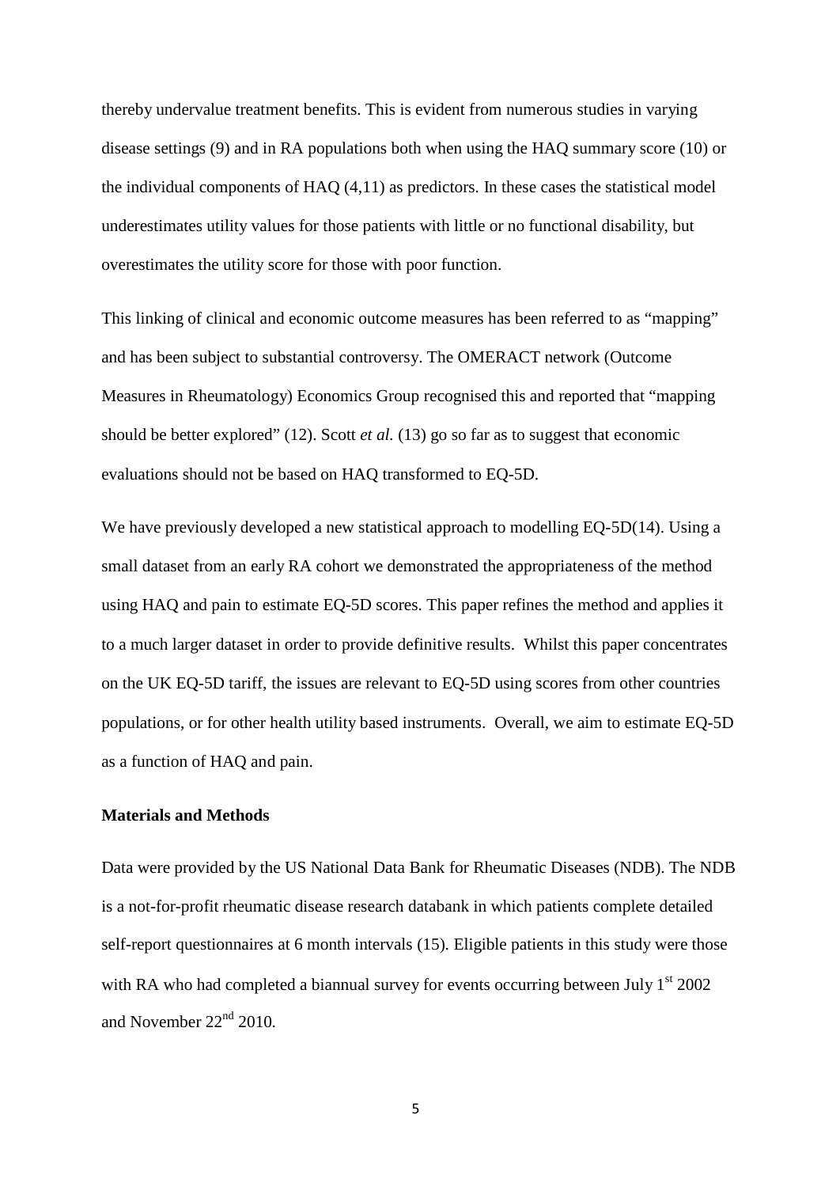thereby undervalue treatment benefits. This is evident from numerous studies in varying disease settings (9) and in RA populations both when using the HAQ summary score (10) or the individual components of HAQ (4,11) as predictors. In these cases the statistical model underestimates utility values for those patients with little or no functional disability, but overestimates the utility score for those with poor function.

This linking of clinical and economic outcome measures has been referred to as "mapping" and has been subject to substantial controversy. The OMERACT network (Outcome Measures in Rheumatology) Economics Group recognised this and reported that "mapping should be better explored" (12). Scott *et al.* (13) go so far as to suggest that economic evaluations should not be based on HAQ transformed to EQ-5D.

We have previously developed a new statistical approach to modelling EQ-5D(14). Using a small dataset from an early RA cohort we demonstrated the appropriateness of the method using HAQ and pain to estimate EQ-5D scores. This paper refines the method and applies it to a much larger dataset in order to provide definitive results. Whilst this paper concentrates on the UK EQ-5D tariff, the issues are relevant to EQ-5D using scores from other countries populations, or for other health utility based instruments. Overall, we aim to estimate EQ-5D as a function of HAQ and pain.

**Materials and Methods**

Data were provided by the US National Data Bank for Rheumatic Diseases (NDB). The NDB is a not-for-profit rheumatic disease research databank in which patients complete detailed self-report questionnaires at 6 month intervals (15). Eligible patients in this study were those with RA who had completed a biannual survey for events occurring between July 1st 2002 and November 22nd 2010.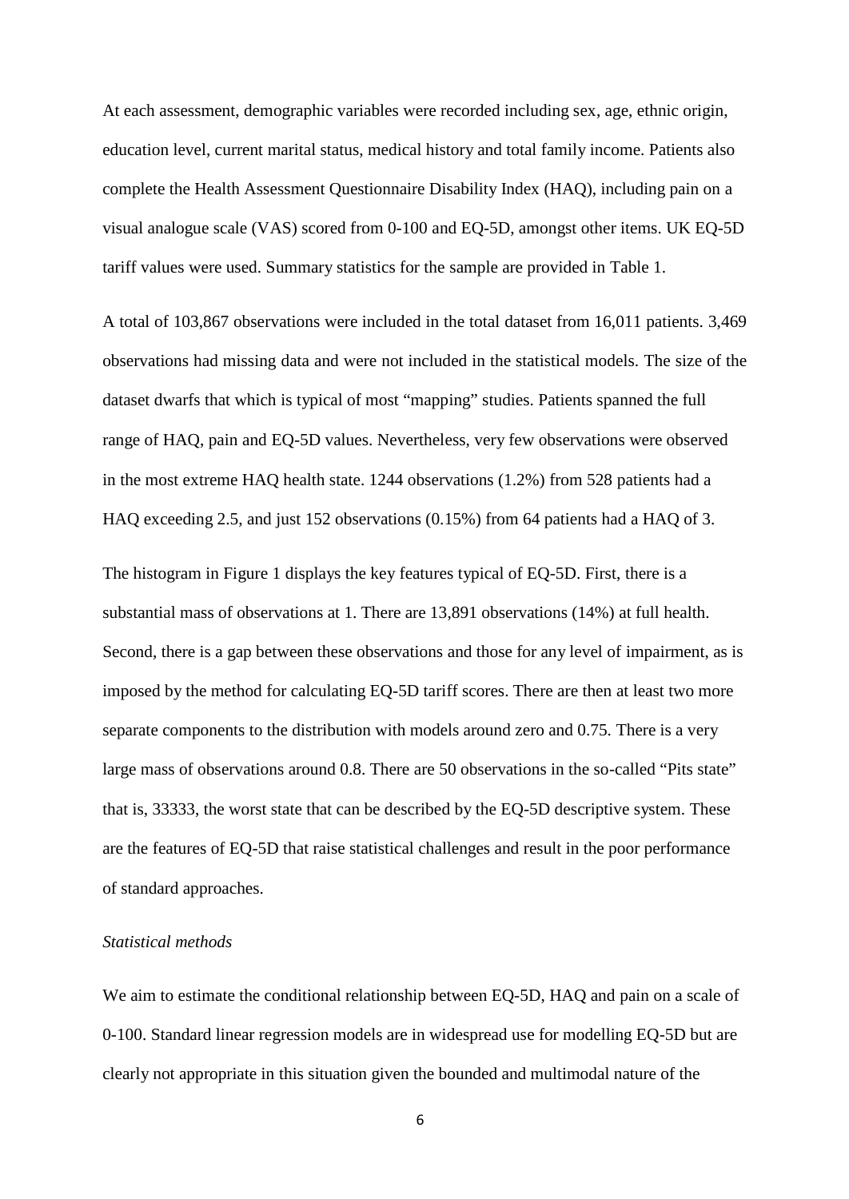At each assessment, demographic variables were recorded including sex, age, ethnic origin, education level, current marital status, medical history and total family income. Patients also complete the Health Assessment Questionnaire Disability Index (HAQ), including pain on a visual analogue scale (VAS) scored from 0-100 and EQ-5D, amongst other items. UK EQ-5D tariff values were used. Summary statistics for the sample are provided in Table 1.

A total of 103,867 observations were included in the total dataset from 16,011 patients. 3,469 observations had missing data and were not included in the statistical models. The size of the dataset dwarfs that which is typical of most "mapping" studies. Patients spanned the full range of HAQ, pain and EQ-5D values. Nevertheless, very few observations were observed in the most extreme HAQ health state. 1244 observations (1.2%) from 528 patients had a HAQ exceeding 2.5, and just 152 observations (0.15%) from 64 patients had a HAQ of 3.

The histogram in Figure 1 displays the key features typical of EQ-5D. First, there is a substantial mass of observations at 1. There are 13,891 observations (14%) at full health. Second, there is a gap between these observations and those for any level of impairment, as is imposed by the method for calculating EQ-5D tariff scores. There are then at least two more separate components to the distribution with models around zero and 0.75. There is a very large mass of observations around 0.8. There are 50 observations in the so-called "Pits state" that is, 33333, the worst state that can be described by the EQ-5D descriptive system. These are the features of EQ-5D that raise statistical challenges and result in the poor performance of standard approaches.

*Statistical methods*

We aim to estimate the conditional relationship between EQ-5D, HAQ and pain on a scale of 0-100. Standard linear regression models are in widespread use for modelling EQ-5D but are clearly not appropriate in this situation given the bounded and multimodal nature of the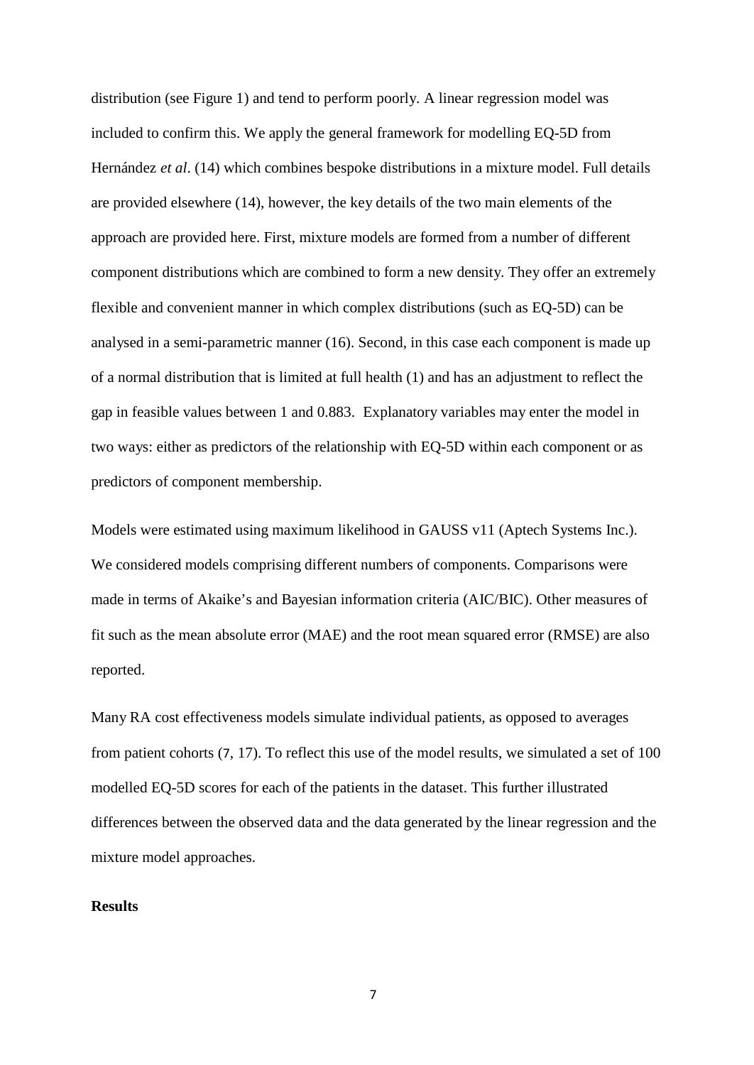distribution (see Figure 1) and tend to perform poorly. A linear regression model was included to confirm this. We apply the general framework for modelling EQ-5D from Hernández *et al*. (14) which combines bespoke distributions in a mixture model. Full details are provided elsewhere (14), however, the key details of the two main elements of the approach are provided here. First, mixture models are formed from a number of different component distributions which are combined to form a new density. They offer an extremely flexible and convenient manner in which complex distributions (such as EQ-5D) can be analysed in a semi-parametric manner (16). Second, in this case each component is made up of a normal distribution that is limited at full health (1) and has an adjustment to reflect the gap in feasible values between 1 and 0.883. Explanatory variables may enter the model in two ways: either as predictors of the relationship with EQ-5D within each component or as predictors of component membership.

Models were estimated using maximum likelihood in GAUSS v11 (Aptech Systems Inc.). We considered models comprising different numbers of components. Comparisons were made in terms of Akaike's and Bayesian information criteria (AIC/BIC). Other measures of fit such as the mean absolute error (MAE) and the root mean squared error (RMSE) are also reported.

Many RA cost effectiveness models simulate individual patients, as opposed to averages from patient cohorts (7, 17). To reflect this use of the model results, we simulated a set of 100 modelled EQ-5D scores for each of the patients in the dataset. This further illustrated differences between the observed data and the data generated by the linear regression and the mixture model approaches.

**Results**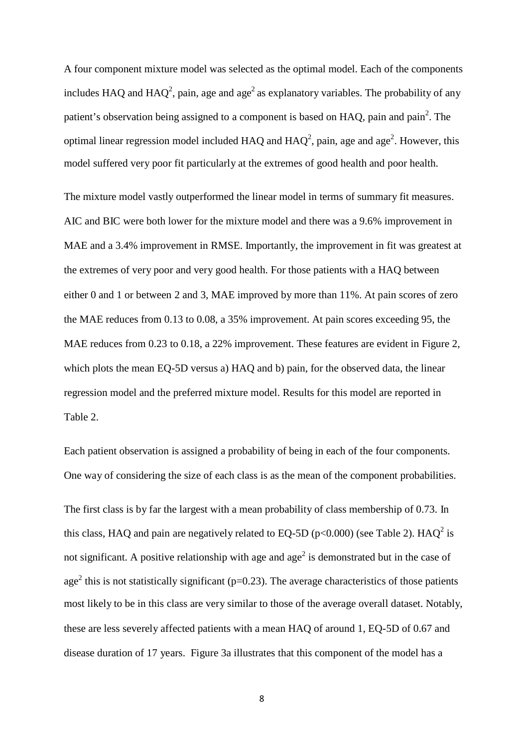A four component mixture model was selected as the optimal model. Each of the components includes HAQ and $HAQ^2$, pain, age and $age^2$ as explanatory variables. The probability of any patient's observation being assigned to a component is based on HAQ, pain and $pain^2$. The optimal linear regression model included HAQ and $HAQ^2$, pain, age and $age^2$. However, this model suffered very poor fit particularly at the extremes of good health and poor health.

The mixture model vastly outperformed the linear model in terms of summary fit measures. AIC and BIC were both lower for the mixture model and there was a 9.6% improvement in MAE and a 3.4% improvement in RMSE. Importantly, the improvement in fit was greatest at the extremes of very poor and very good health. For those patients with a HAQ between either 0 and 1 or between 2 and 3, MAE improved by more than 11%. At pain scores of zero the MAE reduces from 0.13 to 0.08, a 35% improvement. At pain scores exceeding 95, the MAE reduces from 0.23 to 0.18, a 22% improvement. These features are evident in Figure 2, which plots the mean EQ-5D versus a) HAQ and b) pain, for the observed data, the linear regression model and the preferred mixture model. Results for this model are reported in Table 2.

Each patient observation is assigned a probability of being in each of the four components. One way of considering the size of each class is as the mean of the component probabilities.

The first class is by far the largest with a mean probability of class membership of 0.73. In this class, HAQ and pain are negatively related to EQ-5D ($p<0.000$) (see Table 2). $HAQ^2$ is not significant. A positive relationship with age and $age^2$ is demonstrated but in the case of $age^2$ this is not statistically significant ($p=0.23$). The average characteristics of those patients most likely to be in this class are very similar to those of the average overall dataset. Notably, these are less severely affected patients with a mean HAQ of around 1, EQ-5D of 0.67 and disease duration of 17 years. Figure 3a illustrates that this component of the model has a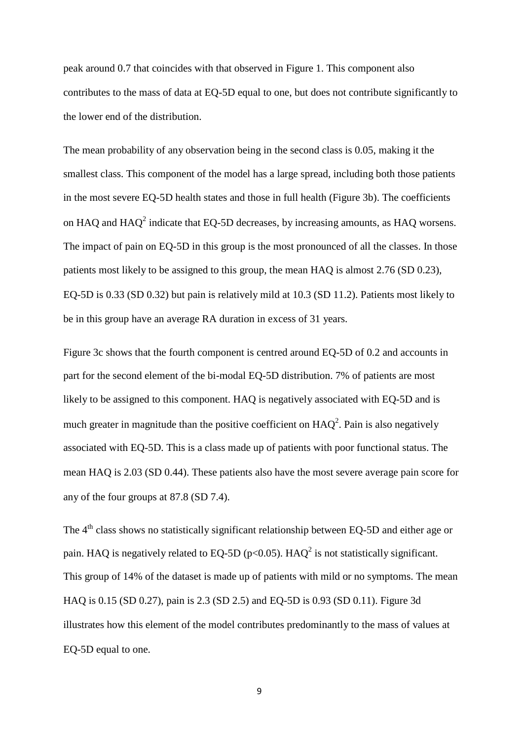peak around 0.7 that coincides with that observed in Figure 1. This component also contributes to the mass of data at EQ-5D equal to one, but does not contribute significantly to the lower end of the distribution.

The mean probability of any observation being in the second class is 0.05, making it the smallest class. This component of the model has a large spread, including both those patients in the most severe EQ-5D health states and those in full health (Figure 3b). The coefficients on HAQ and $HAQ^2$ indicate that EQ-5D decreases, by increasing amounts, as HAQ worsens. The impact of pain on EQ-5D in this group is the most pronounced of all the classes. In those patients most likely to be assigned to this group, the mean HAQ is almost 2.76 (SD 0.23), EQ-5D is 0.33 (SD 0.32) but pain is relatively mild at 10.3 (SD 11.2). Patients most likely to be in this group have an average RA duration in excess of 31 years.

Figure 3c shows that the fourth component is centred around EQ-5D of 0.2 and accounts in part for the second element of the bi-modal EQ-5D distribution. 7% of patients are most likely to be assigned to this component. HAQ is negatively associated with EQ-5D and is much greater in magnitude than the positive coefficient on $HAQ^2$. Pain is also negatively associated with EQ-5D. This is a class made up of patients with poor functional status. The mean HAQ is 2.03 (SD 0.44). These patients also have the most severe average pain score for any of the four groups at 87.8 (SD 7.4).

The 4th class shows no statistically significant relationship between EQ-5D and either age or pain. HAQ is negatively related to EQ-5D ($p<0.05$). $HAQ^2$ is not statistically significant. This group of 14% of the dataset is made up of patients with mild or no symptoms. The mean HAQ is 0.15 (SD 0.27), pain is 2.3 (SD 2.5) and EQ-5D is 0.93 (SD 0.11). Figure 3d illustrates how this element of the model contributes predominantly to the mass of values at EQ-5D equal to one.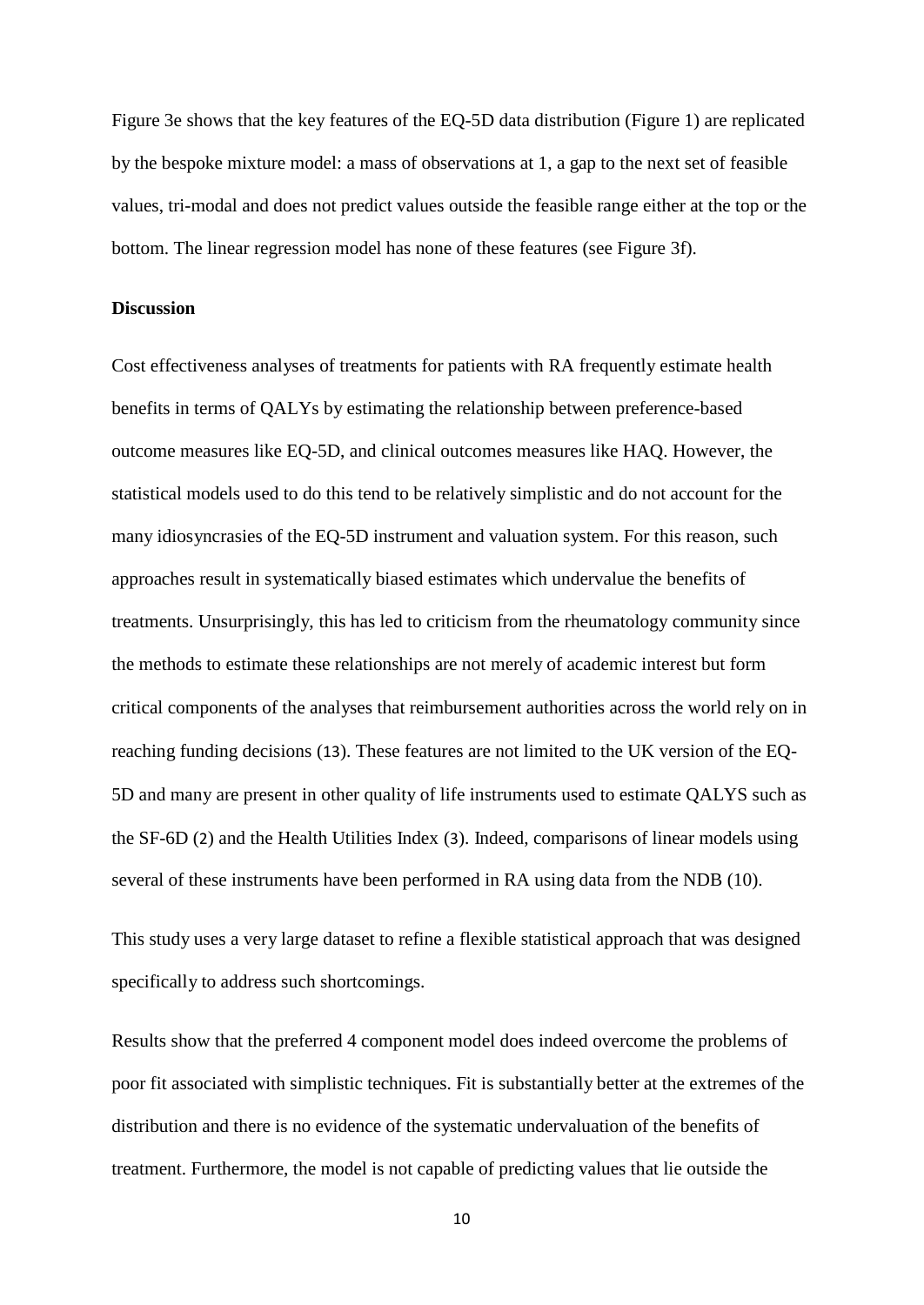Figure 3e shows that the key features of the EQ-5D data distribution (Figure 1) are replicated by the bespoke mixture model: a mass of observations at 1, a gap to the next set of feasible values, tri-modal and does not predict values outside the feasible range either at the top or the bottom. The linear regression model has none of these features (see Figure 3f).

**Discussion**

Cost effectiveness analyses of treatments for patients with RA frequently estimate health benefits in terms of QALYs by estimating the relationship between preference-based outcome measures like EQ-5D, and clinical outcomes measures like HAQ. However, the statistical models used to do this tend to be relatively simplistic and do not account for the many idiosyncrasies of the EQ-5D instrument and valuation system. For this reason, such approaches result in systematically biased estimates which undervalue the benefits of treatments. Unsurprisingly, this has led to criticism from the rheumatology community since the methods to estimate these relationships are not merely of academic interest but form critical components of the analyses that reimbursement authorities across the world rely on in reaching funding decisions (13). These features are not limited to the UK version of the EQ-5D and many are present in other quality of life instruments used to estimate QALYS such as the SF-6D (2) and the Health Utilities Index (3). Indeed, comparisons of linear models using several of these instruments have been performed in RA using data from the NDB (10).

This study uses a very large dataset to refine a flexible statistical approach that was designed specifically to address such shortcomings.

Results show that the preferred 4 component model does indeed overcome the problems of poor fit associated with simplistic techniques. Fit is substantially better at the extremes of the distribution and there is no evidence of the systematic undervaluation of the benefits of treatment. Furthermore, the model is not capable of predicting values that lie outside the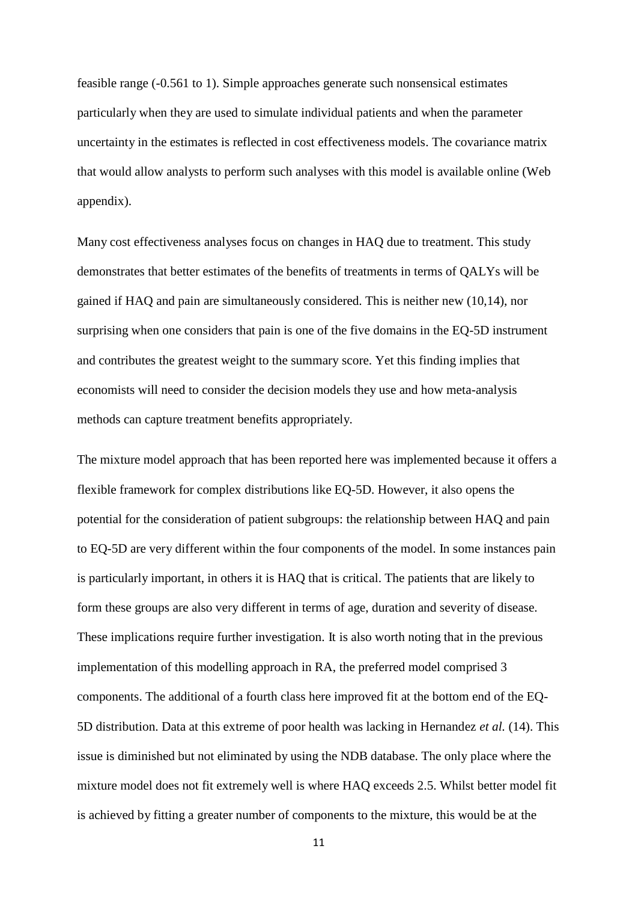feasible range (-0.561 to 1). Simple approaches generate such nonsensical estimates particularly when they are used to simulate individual patients and when the parameter uncertainty in the estimates is reflected in cost effectiveness models. The covariance matrix that would allow analysts to perform such analyses with this model is available online (Web appendix).

Many cost effectiveness analyses focus on changes in HAQ due to treatment. This study demonstrates that better estimates of the benefits of treatments in terms of QALYs will be gained if HAQ and pain are simultaneously considered. This is neither new (10,14), nor surprising when one considers that pain is one of the five domains in the EQ-5D instrument and contributes the greatest weight to the summary score. Yet this finding implies that economists will need to consider the decision models they use and how meta-analysis methods can capture treatment benefits appropriately.

The mixture model approach that has been reported here was implemented because it offers a flexible framework for complex distributions like EQ-5D. However, it also opens the potential for the consideration of patient subgroups: the relationship between HAQ and pain to EQ-5D are very different within the four components of the model. In some instances pain is particularly important, in others it is HAQ that is critical. The patients that are likely to form these groups are also very different in terms of age, duration and severity of disease. These implications require further investigation. It is also worth noting that in the previous implementation of this modelling approach in RA, the preferred model comprised 3 components. The additional of a fourth class here improved fit at the bottom end of the EQ-5D distribution. Data at this extreme of poor health was lacking in Hernandez *et al.* (14). This issue is diminished but not eliminated by using the NDB database. The only place where the mixture model does not fit extremely well is where HAQ exceeds 2.5. Whilst better model fit is achieved by fitting a greater number of components to the mixture, this would be at the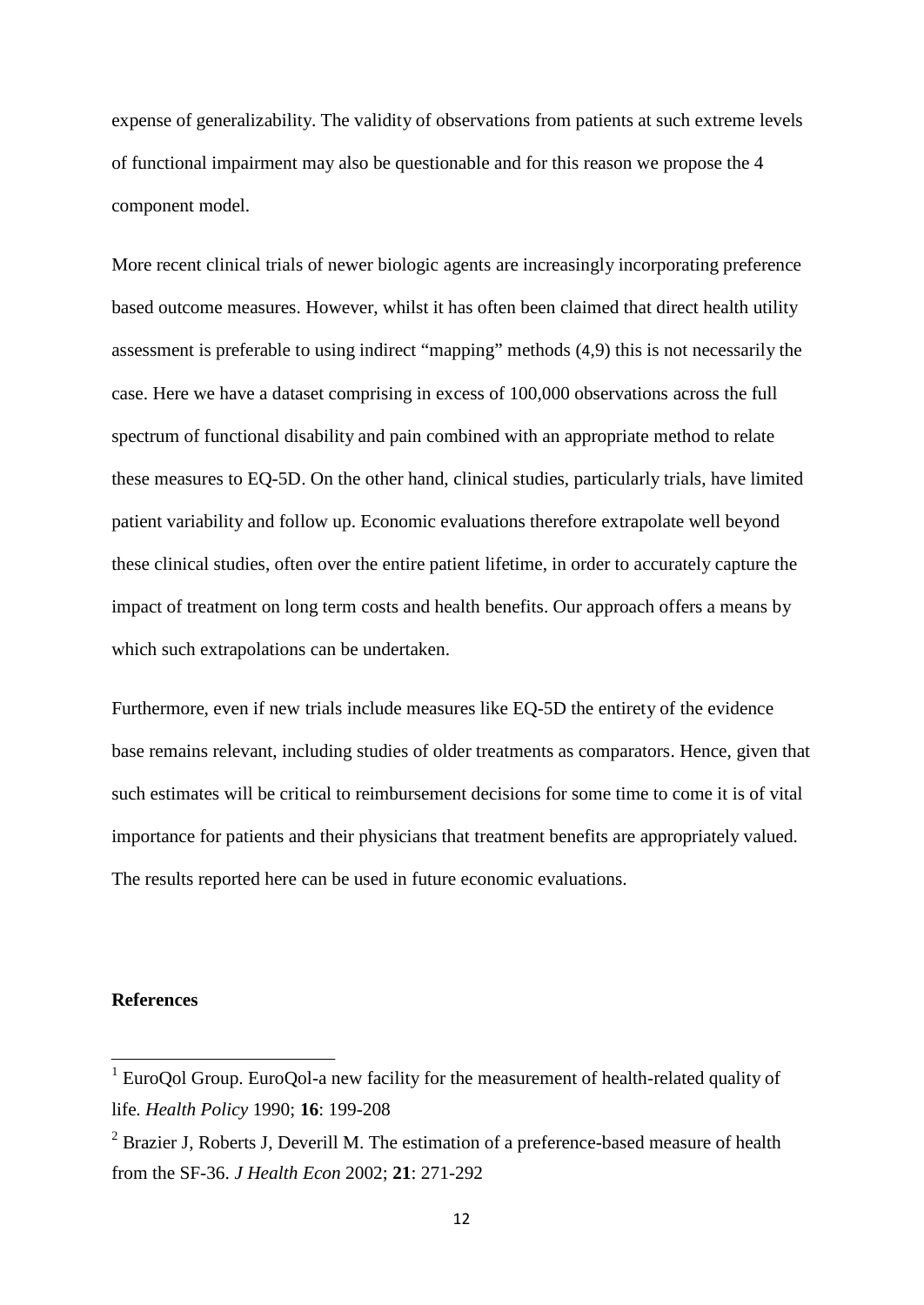expense of generalizability. The validity of observations from patients at such extreme levels of functional impairment may also be questionable and for this reason we propose the 4 component model.

More recent clinical trials of newer biologic agents are increasingly incorporating preference based outcome measures. However, whilst it has often been claimed that direct health utility assessment is preferable to using indirect "mapping" methods (4,9) this is not necessarily the case. Here we have a dataset comprising in excess of 100,000 observations across the full spectrum of functional disability and pain combined with an appropriate method to relate these measures to EQ-5D. On the other hand, clinical studies, particularly trials, have limited patient variability and follow up. Economic evaluations therefore extrapolate well beyond these clinical studies, often over the entire patient lifetime, in order to accurately capture the impact of treatment on long term costs and health benefits. Our approach offers a means by which such extrapolations can be undertaken.

Furthermore, even if new trials include measures like EQ-5D the entirety of the evidence base remains relevant, including studies of older treatments as comparators. Hence, given that such estimates will be critical to reimbursement decisions for some time to come it is of vital importance for patients and their physicians that treatment benefits are appropriately valued. The results reported here can be used in future economic evaluations.

**References**

[1] EuroQol Group. EuroQol-a new facility for the measurement of health-related quality of life. *Health Policy* 1990; **16**: 199-208

[2] Brazier J, Roberts J, Deverill M. The estimation of a preference-based measure of health from the SF-36. *J Health Econ* 2002; **21**: 271-292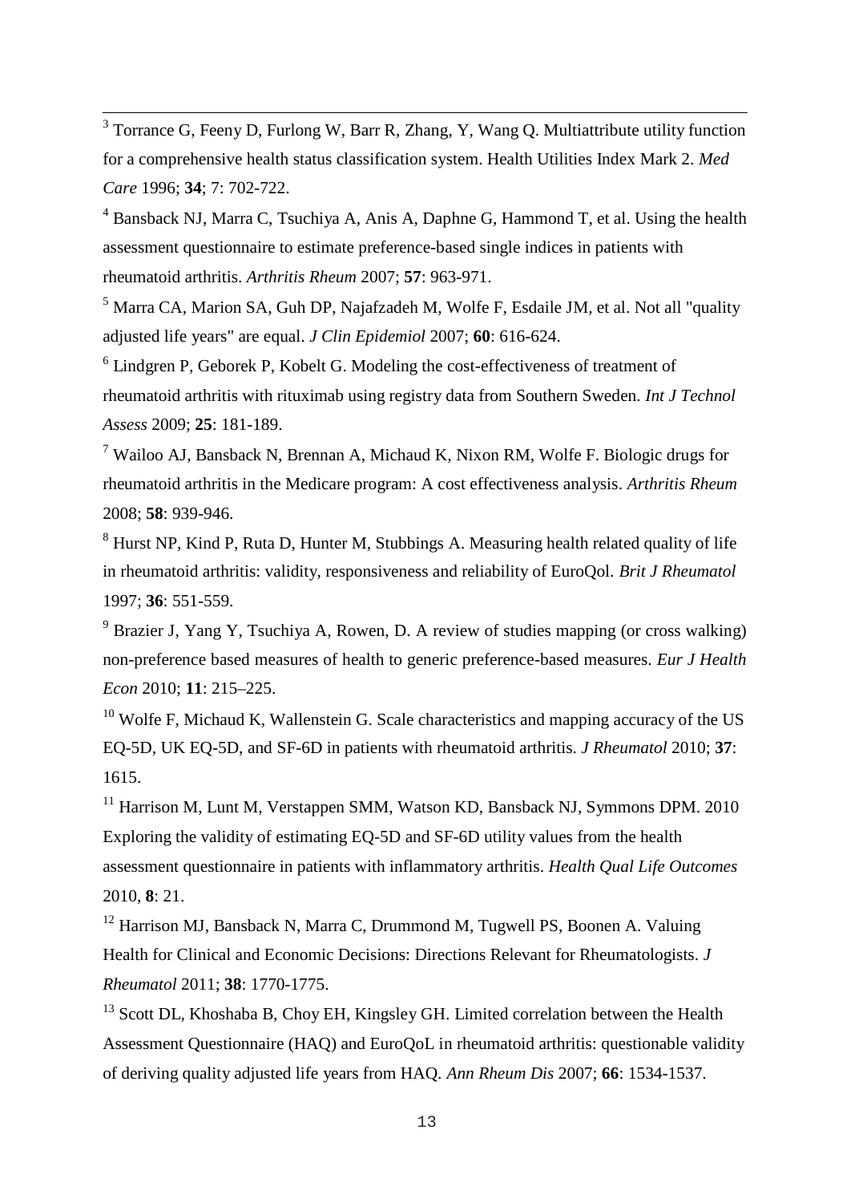[3] Torrance G, Feeny D, Furlong W, Barr R, Zhang, Y, Wang Q. Multiattribute utility function for a comprehensive health status classification system. Health Utilities Index Mark 2. *Med Care* 1996; **34**; 7: 702-722.

[4] Bansback NJ, Marra C, Tsuchiya A, Anis A, Daphne G, Hammond T, et al. Using the health assessment questionnaire to estimate preference-based single indices in patients with rheumatoid arthritis. *Arthritis Rheum* 2007; **57**: 963-971.

[5] Marra CA, Marion SA, Guh DP, Najafzadeh M, Wolfe F, Esdaile JM, et al. Not all "quality adjusted life years" are equal. *J Clin Epidemiol* 2007; **60**: 616-624.

[6] Lindgren P, Geborek P, Kobelt G. Modeling the cost-effectiveness of treatment of rheumatoid arthritis with rituximab using registry data from Southern Sweden. *Int J Technol Assess* 2009; **25**: 181-189.

[7] Wailoo AJ, Bansback N, Brennan A, Michaud K, Nixon RM, Wolfe F. Biologic drugs for rheumatoid arthritis in the Medicare program: A cost effectiveness analysis. *Arthritis Rheum* 2008; **58**: 939-946.

[8] Hurst NP, Kind P, Ruta D, Hunter M, Stubbings A. Measuring health related quality of life in rheumatoid arthritis: validity, responsiveness and reliability of EuroQol. *Brit J Rheumatol* 1997; **36**: 551-559.

[9] Brazier J, Yang Y, Tsuchiya A, Rowen, D. A review of studies mapping (or cross walking) non-preference based measures of health to generic preference-based measures. *Eur J Health Econ* 2010; **11**: 215–225.

[10] Wolfe F, Michaud K, Wallenstein G. Scale characteristics and mapping accuracy of the US EQ-5D, UK EQ-5D, and SF-6D in patients with rheumatoid arthritis. *J Rheumatol* 2010; **37**: 1615.

[11] Harrison M, Lunt M, Verstappen SMM, Watson KD, Bansback NJ, Symmons DPM. 2010 Exploring the validity of estimating EQ-5D and SF-6D utility values from the health assessment questionnaire in patients with inflammatory arthritis. *Health Qual Life Outcomes* 2010, **8**: 21.

[12] Harrison MJ, Bansback N, Marra C, Drummond M, Tugwell PS, Boonen A. Valuing Health for Clinical and Economic Decisions: Directions Relevant for Rheumatologists. *J Rheumatol* 2011; **38**: 1770-1775.

[13] Scott DL, Khoshaba B, Choy EH, Kingsley GH. Limited correlation between the Health Assessment Questionnaire (HAQ) and EuroQoL in rheumatoid arthritis: questionable validity of deriving quality adjusted life years from HAQ. *Ann Rheum Dis* 2007; **66**: 1534-1537.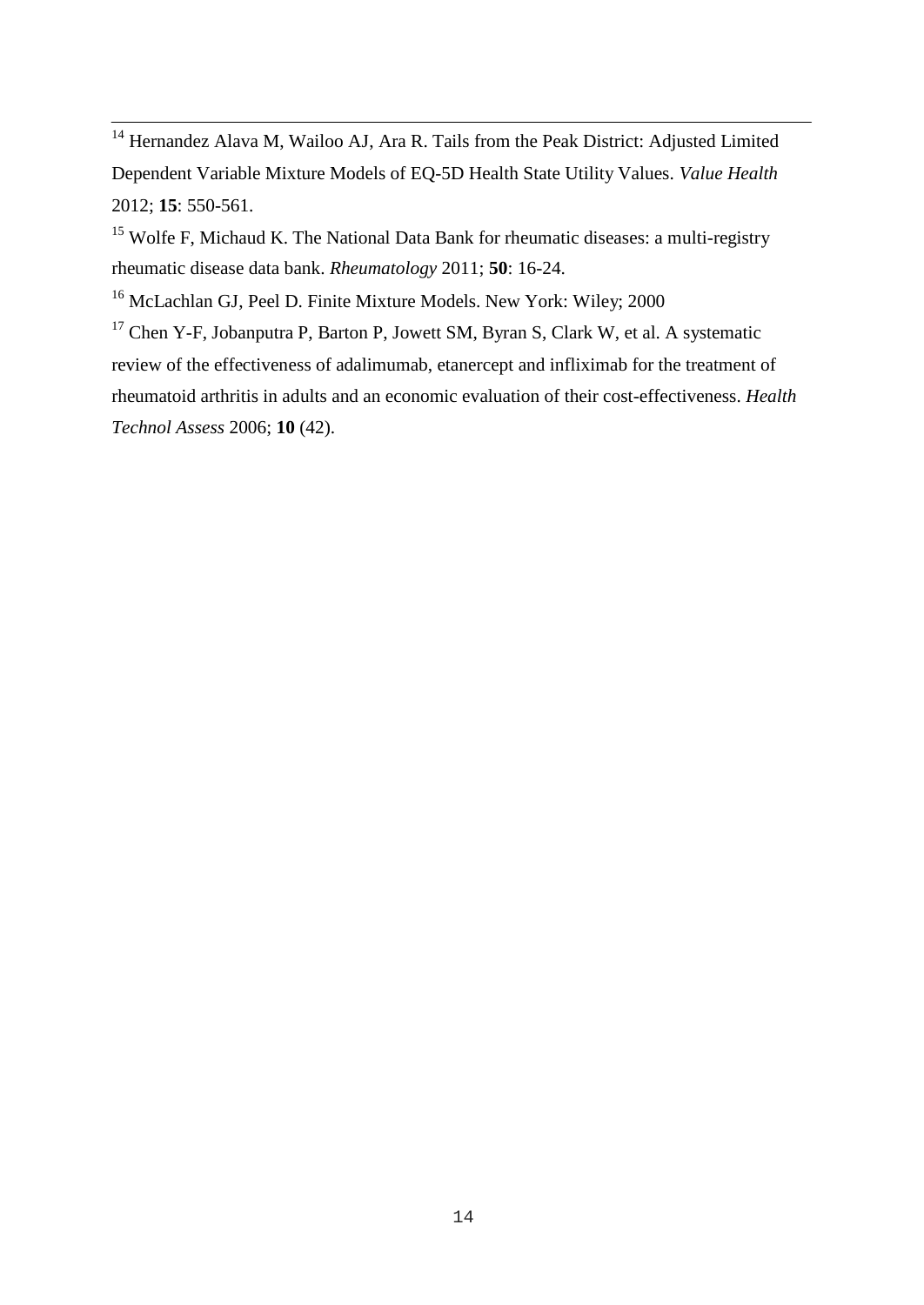[14] Hernandez Alava M, Wailoo AJ, Ara R. Tails from the Peak District: Adjusted Limited Dependent Variable Mixture Models of EQ-5D Health State Utility Values. *Value Health* 2012; **15**: 550-561.

[15] Wolfe F, Michaud K. The National Data Bank for rheumatic diseases: a multi-registry rheumatic disease data bank. *Rheumatology* 2011; **50**: 16-24.

[16] McLachlan GJ, Peel D. Finite Mixture Models. New York: Wiley; 2000

[17] Chen Y-F, Jobanputra P, Barton P, Jowett SM, Byran S, Clark W, et al. A systematic review of the effectiveness of adalimumab, etanercept and infliximab for the treatment of rheumatoid arthritis in adults and an economic evaluation of their cost-effectiveness. *Health Technol Assess* 2006; **10** (42).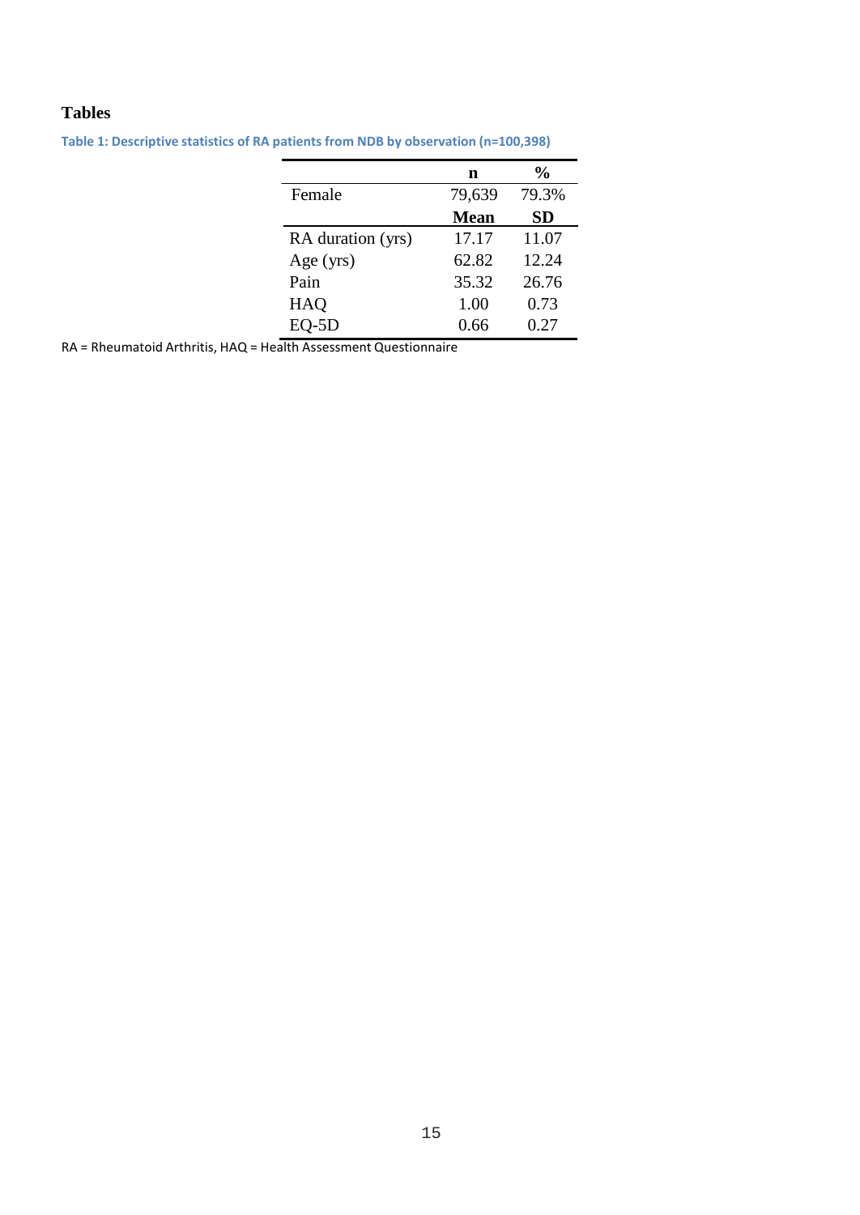# Tables

**Table 1: Descriptive statistics of RA patients from NDB by observation (n=100,398)**

| | n | % |
|---|---|---|
| Female | 79,639 | 79.3% |
| | **Mean** | **SD** |
| RA duration (yrs) | 17.17 | 11.07 |
| Age (yrs) | 62.82 | 12.24 |
| Pain | 35.32 | 26.76 |
| HAQ | 1.00 | 0.73 |
| EQ-5D | 0.66 | 0.27 |

RA = Rheumatoid Arthritis, HAQ = Health Assessment Questionnaire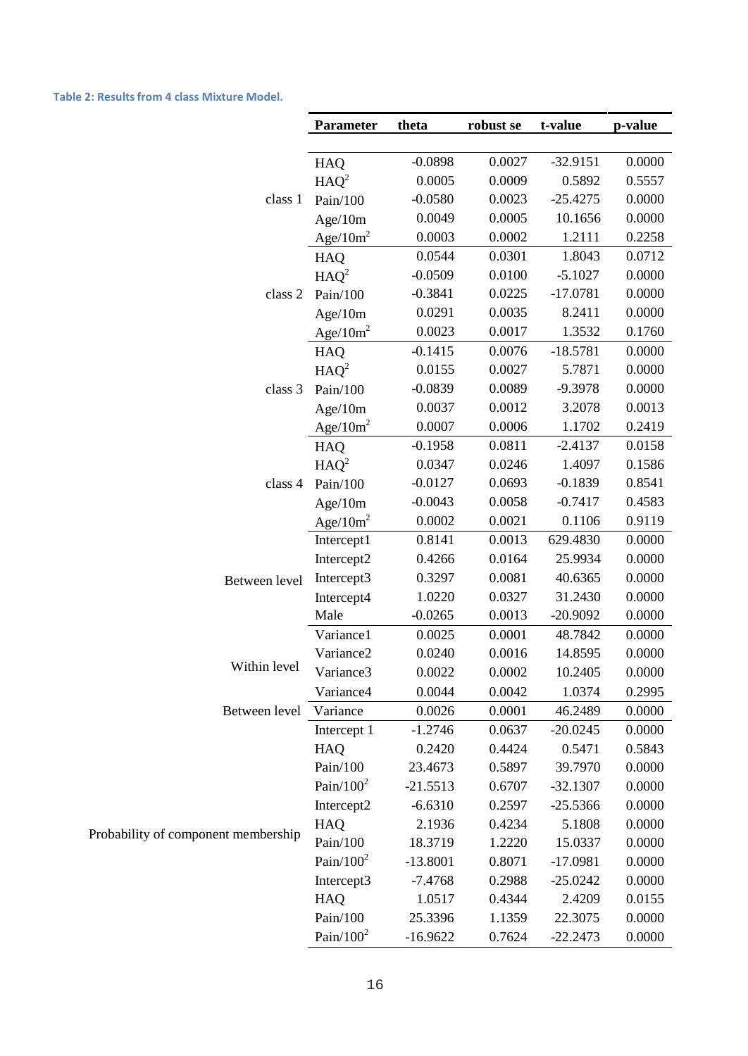**Table 2: Results from 4 class Mixture Model.**

| | Parameter | theta | robust se | t-value | p-value |
|---|---|---|---|---|---|
| class 1 | HAQ | -0.0898 | 0.0027 | -32.9151 | 0.0000 |
| | $HAQ^2$ | 0.0005 | 0.0009 | 0.5892 | 0.5557 |
| | Pain/100 | -0.0580 | 0.0023 | -25.4275 | 0.0000 |
| | Age/10m | 0.0049 | 0.0005 | 10.1656 | 0.0000 |
| | $Age/10m^2$ | 0.0003 | 0.0002 | 1.2111 | 0.2258 |
| class 2 | HAQ | 0.0544 | 0.0301 | 1.8043 | 0.0712 |
| | $HAQ^2$ | -0.0509 | 0.0100 | -5.1027 | 0.0000 |
| | Pain/100 | -0.3841 | 0.0225 | -17.0781 | 0.0000 |
| | Age/10m | 0.0291 | 0.0035 | 8.2411 | 0.0000 |
| | $Age/10m^2$ | 0.0023 | 0.0017 | 1.3532 | 0.1760 |
| class 3 | HAQ | -0.1415 | 0.0076 | -18.5781 | 0.0000 |
| | $HAQ^2$ | 0.0155 | 0.0027 | 5.7871 | 0.0000 |
| | Pain/100 | -0.0839 | 0.0089 | -9.3978 | 0.0000 |
| | Age/10m | 0.0037 | 0.0012 | 3.2078 | 0.0013 |
| | $Age/10m^2$ | 0.0007 | 0.0006 | 1.1702 | 0.2419 |
| class 4 | HAQ | -0.1958 | 0.0811 | -2.4137 | 0.0158 |
| | $HAQ^2$ | 0.0347 | 0.0246 | 1.4097 | 0.1586 |
| | Pain/100 | -0.0127 | 0.0693 | -0.1839 | 0.8541 |
| | Age/10m | -0.0043 | 0.0058 | -0.7417 | 0.4583 |
| | $Age/10m^2$ | 0.0002 | 0.0021 | 0.1106 | 0.9119 |
| Between level | Intercept1 | 0.8141 | 0.0013 | 629.4830 | 0.0000 |
| | Intercept2 | 0.4266 | 0.0164 | 25.9934 | 0.0000 |
| | Intercept3 | 0.3297 | 0.0081 | 40.6365 | 0.0000 |
| | Intercept4 | 1.0220 | 0.0327 | 31.2430 | 0.0000 |
| | Male | -0.0265 | 0.0013 | -20.9092 | 0.0000 |
| Within level | Variance1 | 0.0025 | 0.0001 | 48.7842 | 0.0000 |
| | Variance2 | 0.0240 | 0.0016 | 14.8595 | 0.0000 |
| | Variance3 | 0.0022 | 0.0002 | 10.2405 | 0.0000 |
| | Variance4 | 0.0044 | 0.0042 | 1.0374 | 0.2995 |
| Between level | Variance | 0.0026 | 0.0001 | 46.2489 | 0.0000 |
| Probability of component membership | Intercept 1 | -1.2746 | 0.0637 | -20.0245 | 0.0000 |
| | HAQ | 0.2420 | 0.4424 | 0.5471 | 0.5843 |
| | Pain/100 | 23.4673 | 0.5897 | 39.7970 | 0.0000 |
| | $Pain/100^2$ | -21.5513 | 0.6707 | -32.1307 | 0.0000 |
| | Intercept2 | -6.6310 | 0.2597 | -25.5366 | 0.0000 |
| | HAQ | 2.1936 | 0.4234 | 5.1808 | 0.0000 |
| | Pain/100 | 18.3719 | 1.2220 | 15.0337 | 0.0000 |
| | $Pain/100^2$ | -13.8001 | 0.8071 | -17.0981 | 0.0000 |
| | Intercept3 | -7.4768 | 0.2988 | -25.0242 | 0.0000 |
| | HAQ | 1.0517 | 0.4344 | 2.4209 | 0.0155 |
| | Pain/100 | 25.3396 | 1.1359 | 22.3075 | 0.0000 |
| | $Pain/100^2$ | -16.9622 | 0.7624 | -22.2473 | 0.0000 |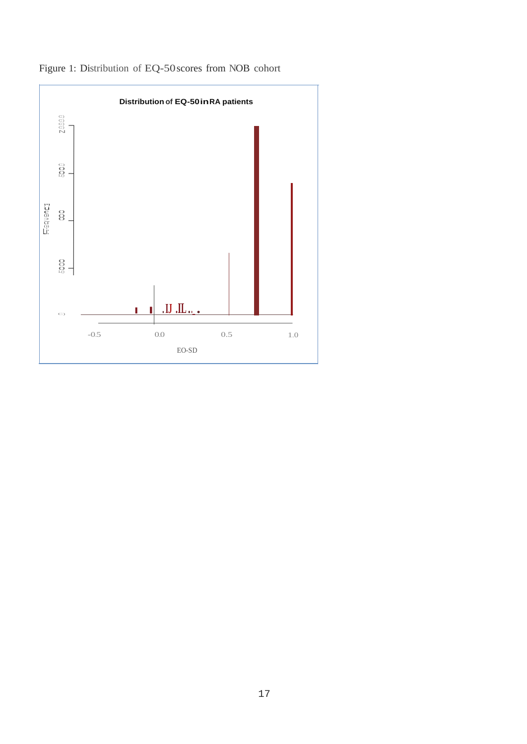Figure 1: Distribution of EQ-50 scores from NOB cohort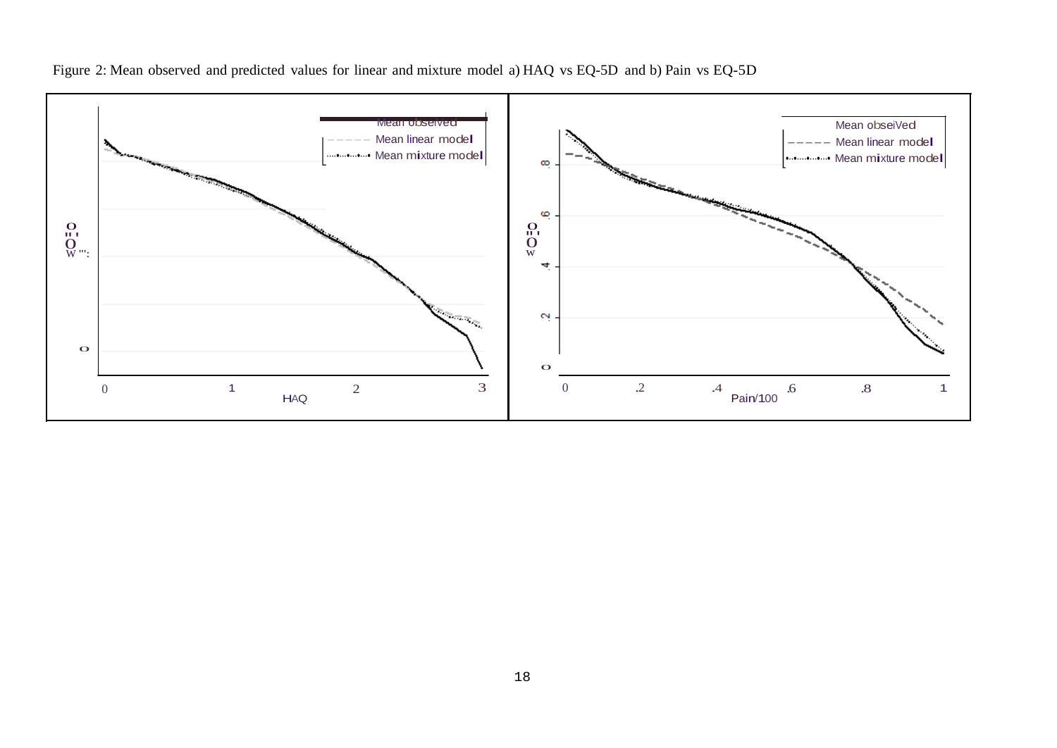Figure 2: Mean observed and predicted values for linear and mixture model a) HAQ vs EQ-5D and b) Pain vs EQ-5D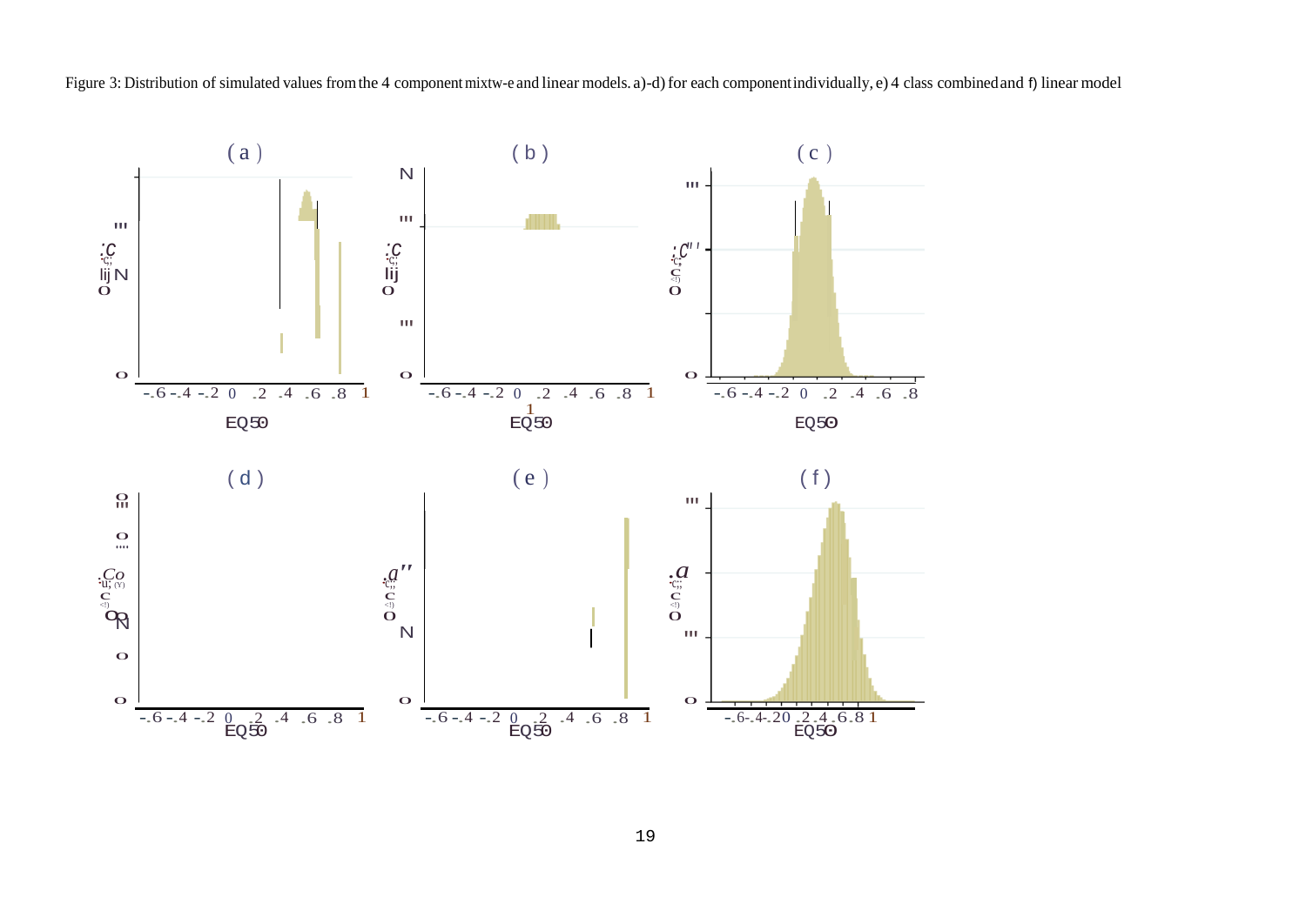Figure 3: Distribution of simulated values from the 4 component mixtw-e and linear models. a)-d) for each component individually, e) 4 class combined and f) linear model

(a)

-.6 -.4 -.2 0 .2 .4 .6 .8 1

EQ5D

(b)

-.6 -.4 -.2 0 .2 .4 .6 .8 1

EQ5D

(c)

-.6 -.4 -.2 0 .2 .4 .6 .8

EQ5D

(d)

-.6 -.4 -.2 0 .2 .4 .6 .8 1

EQ5D

(e)

-.6 -.4 -.2 0 .2 .4 .6 .8 1

EQ5D

(f)

-.6 -.4 -.2 0 .2 .4 .6 .8 1

EQ5D